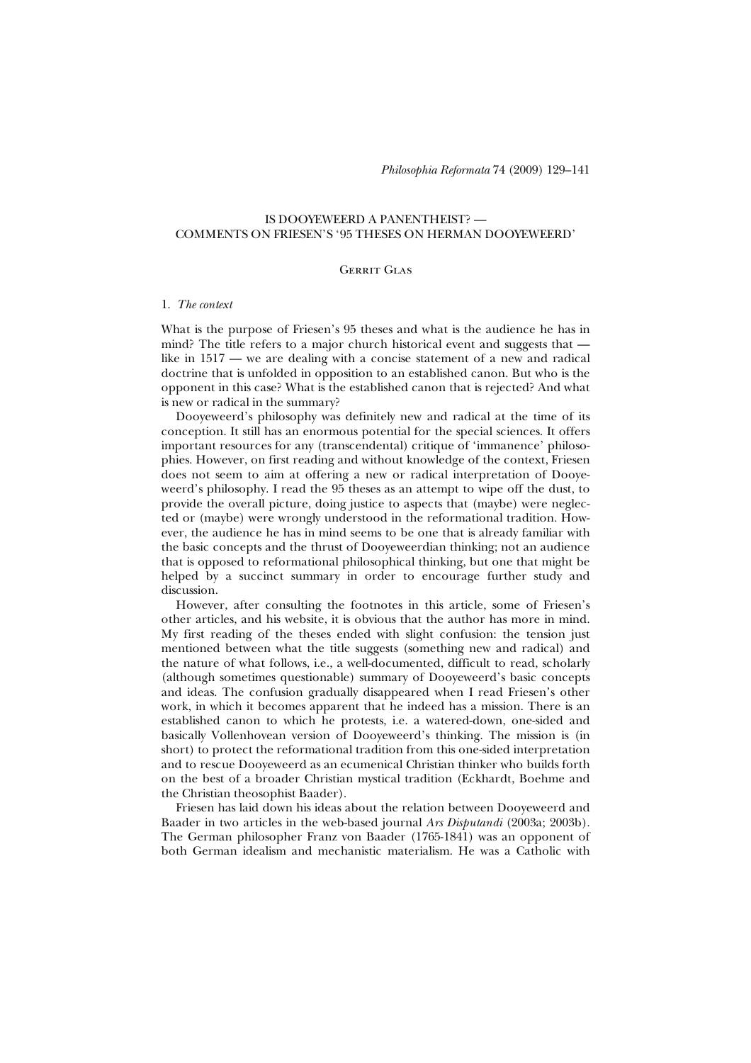# IS DOOYEWEERD A PANENTHEIST? — COMMENTS ON FRIESEN'S '95 THESES ON HERMAN DOOYEWEERD'

Gerrit Glas

## 1. *The context*

What is the purpose of Friesen's 95 theses and what is the audience he has in mind? The title refers to a major church historical event and suggests that — like in 1517 — we are dealing with a concise statement of a new and radical doctrine that is unfolded in opposition to an established canon. But who is the opponent in this case? What is the established canon that is rejected? And what is new or radical in the summary?

Dooyeweerd's philosophy was definitely new and radical at the time of its conception. It still has an enormous potential for the special sciences. It offers important resources for any (transcendental) critique of 'immanence' philosophies. However, on first reading and without knowledge of the context, Friesen does not seem to aim at offering a new or radical interpretation of Dooyeweerd's philosophy. I read the 95 theses as an attempt to wipe off the dust, to provide the overall picture, doing justice to aspects that (maybe) were neglected or (maybe) were wrongly understood in the reformational tradition. However, the audience he has in mind seems to be one that is already familiar with the basic concepts and the thrust of Dooyeweerdian thinking; not an audience that is opposed to reformational philosophical thinking, but one that might be helped by a succinct summary in order to encourage further study and discussion.

However, after consulting the footnotes in this article, some of Friesen's other articles, and his website, it is obvious that the author has more in mind. My first reading of the theses ended with slight confusion: the tension just mentioned between what the title suggests (something new and radical) and the nature of what follows, i.e., a well-documented, difficult to read, scholarly (although sometimes questionable) summary of Dooyeweerd's basic concepts and ideas. The confusion gradually disappeared when I read Friesen's other work, in which it becomes apparent that he indeed has a mission. There is an established canon to which he protests, i.e. a watered-down, one-sided and basically Vollenhovean version of Dooyeweerd's thinking. The mission is (in short) to protect the reformational tradition from this one-sided interpretation and to rescue Dooyeweerd as an ecumenical Christian thinker who builds forth on the best of a broader Christian mystical tradition (Eckhardt, Boehme and the Christian theosophist Baader).

Friesen has laid down his ideas about the relation between Dooyeweerd and Baader in two articles in the web-based journal *Ars Disputandi* (2003a; 2003b). The German philosopher Franz von Baader (1765-1841) was an opponent of both German idealism and mechanistic materialism. He was a Catholic with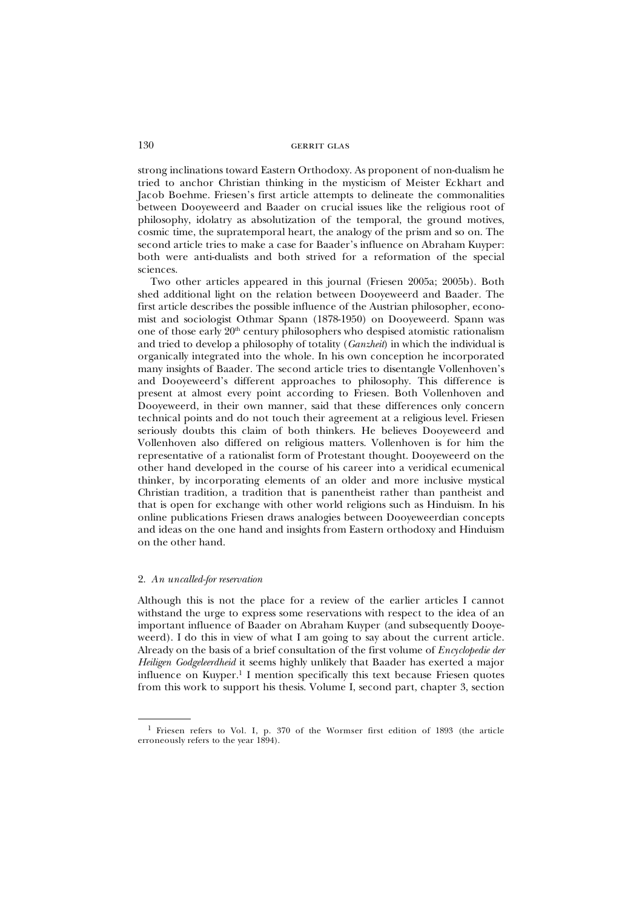strong inclinations toward Eastern Orthodoxy. As proponent of non-dualism he tried to anchor Christian thinking in the mysticism of Meister Eckhart and Jacob Boehme. Friesen's first article attempts to delineate the commonalities between Dooyeweerd and Baader on crucial issues like the religious root of philosophy, idolatry as absolutization of the temporal, the ground motives, cosmic time, the supratemporal heart, the analogy of the prism and so on. The second article tries to make a case for Baader's influence on Abraham Kuyper: both were anti-dualists and both strived for a reformation of the special sciences.

Two other articles appeared in this journal (Friesen 2005a; 2005b). Both shed additional light on the relation between Dooyeweerd and Baader. The first article describes the possible influence of the Austrian philosopher, economist and sociologist Othmar Spann (1878-1950) on Dooyeweerd. Spann was one of those early 20th century philosophers who despised atomistic rationalism and tried to develop a philosophy of totality (*Ganzheit*) in which the individual is organically integrated into the whole. In his own conception he incorporated many insights of Baader. The second article tries to disentangle Vollenhoven's and Dooyeweerd's different approaches to philosophy. This difference is present at almost every point according to Friesen. Both Vollenhoven and Dooyeweerd, in their own manner, said that these differences only concern technical points and do not touch their agreement at a religious level. Friesen seriously doubts this claim of both thinkers. He believes Dooyeweerd and Vollenhoven also differed on religious matters. Vollenhoven is for him the representative of a rationalist form of Protestant thought. Dooyeweerd on the other hand developed in the course of his career into a veridical ecumenical thinker, by incorporating elements of an older and more inclusive mystical Christian tradition, a tradition that is panentheist rather than pantheist and that is open for exchange with other world religions such as Hinduism. In his online publications Friesen draws analogies between Dooyeweerdian concepts and ideas on the one hand and insights from Eastern orthodoxy and Hinduism on the other hand.

## 2. *An uncalled-for reservation*

Although this is not the place for a review of the earlier articles I cannot withstand the urge to express some reservations with respect to the idea of an important influence of Baader on Abraham Kuyper (and subsequently Dooyeweerd). I do this in view of what I am going to say about the current article. Already on the basis of a brief consultation of the first volume of *Encyclopedie der Heiligen Godgeleerdheid* it seems highly unlikely that Baader has exerted a major influence on Kuyper.[1] I mention specifically this text because Friesen quotes from this work to support his thesis. Volume I, second part, chapter 3, section

[1] Friesen refers to Vol. I, p. 370 of the Wormser first edition of 1893 (the article erroneously refers to the year 1894).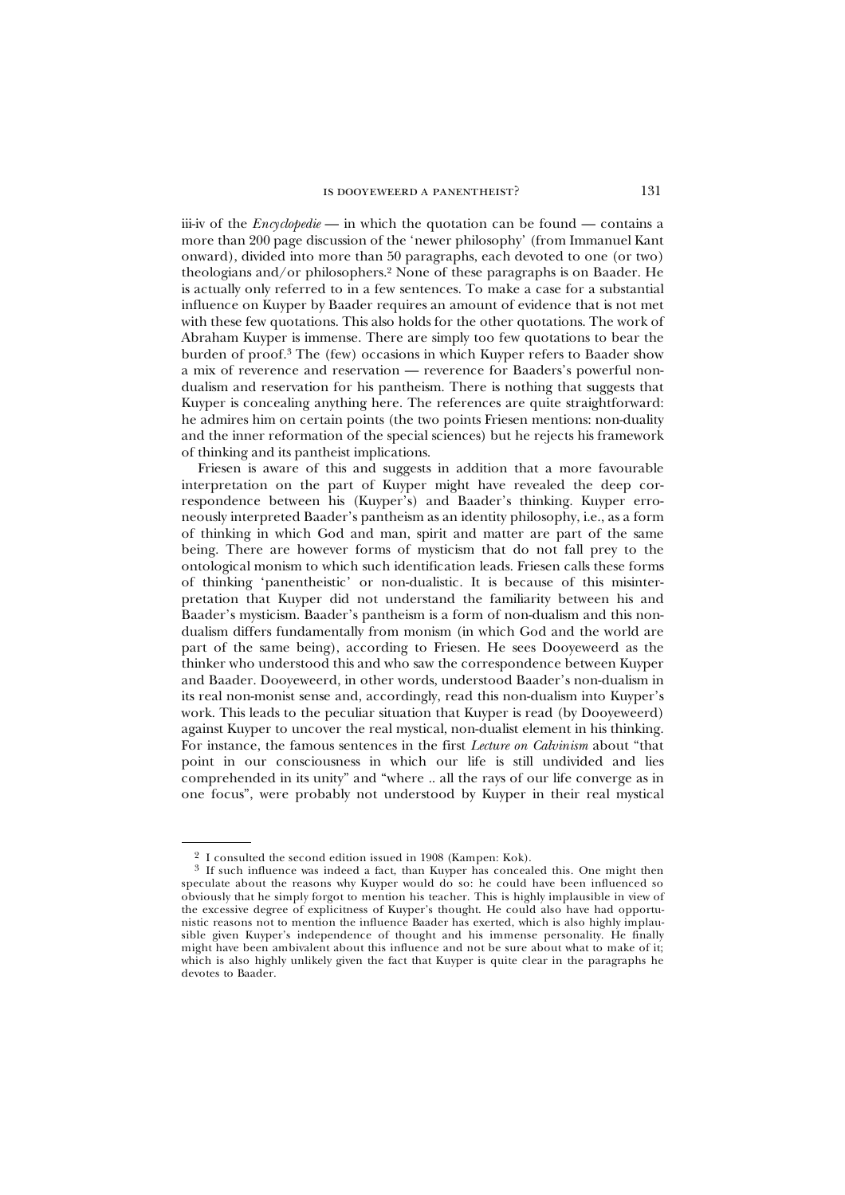iii-iv of the *Encyclopedie* — in which the quotation can be found — contains a more than 200 page discussion of the 'newer philosophy' (from Immanuel Kant onward), divided into more than 50 paragraphs, each devoted to one (or two) theologians and/or philosophers.[2] None of these paragraphs is on Baader. He is actually only referred to in a few sentences. To make a case for a substantial influence on Kuyper by Baader requires an amount of evidence that is not met with these few quotations. This also holds for the other quotations. The work of Abraham Kuyper is immense. There are simply too few quotations to bear the burden of proof.[3] The (few) occasions in which Kuyper refers to Baader show a mix of reverence and reservation — reverence for Baaders's powerful non-dualism and reservation for his pantheism. There is nothing that suggests that Kuyper is concealing anything here. The references are quite straightforward: he admires him on certain points (the two points Friesen mentions: non-duality and the inner reformation of the special sciences) but he rejects his framework of thinking and its pantheist implications.

Friesen is aware of this and suggests in addition that a more favourable interpretation on the part of Kuyper might have revealed the deep correspondence between his (Kuyper's) and Baader's thinking. Kuyper erroneously interpreted Baader's pantheism as an identity philosophy, i.e., as a form of thinking in which God and man, spirit and matter are part of the same being. There are however forms of mysticism that do not fall prey to the ontological monism to which such identification leads. Friesen calls these forms of thinking 'panentheistic' or non-dualistic. It is because of this misinterpretation that Kuyper did not understand the familiarity between his and Baader's mysticism. Baader's pantheism is a form of non-dualism and this non-dualism differs fundamentally from monism (in which God and the world are part of the same being), according to Friesen. He sees Dooyeweerd as the thinker who understood this and who saw the correspondence between Kuyper and Baader. Dooyeweerd, in other words, understood Baader's non-dualism in its real non-monist sense and, accordingly, read this non-dualism into Kuyper's work. This leads to the peculiar situation that Kuyper is read (by Dooyeweerd) against Kuyper to uncover the real mystical, non-dualist element in his thinking. For instance, the famous sentences in the first *Lecture on Calvinism* about "that point in our consciousness in which our life is still undivided and lies comprehended in its unity" and "where .. all the rays of our life converge as in one focus", were probably not understood by Kuyper in their real mystical

---

[2] I consulted the second edition issued in 1908 (Kampen: Kok).

[3] If such influence was indeed a fact, than Kuyper has concealed this. One might then speculate about the reasons why Kuyper would do so: he could have been influenced so obviously that he simply forgot to mention his teacher. This is highly implausible in view of the excessive degree of explicitness of Kuyper's thought. He could also have had opportunistic reasons not to mention the influence Baader has exerted, which is also highly implausible given Kuyper's independence of thought and his immense personality. He finally might have been ambivalent about this influence and not be sure about what to make of it; which is also highly unlikely given the fact that Kuyper is quite clear in the paragraphs he devotes to Baader.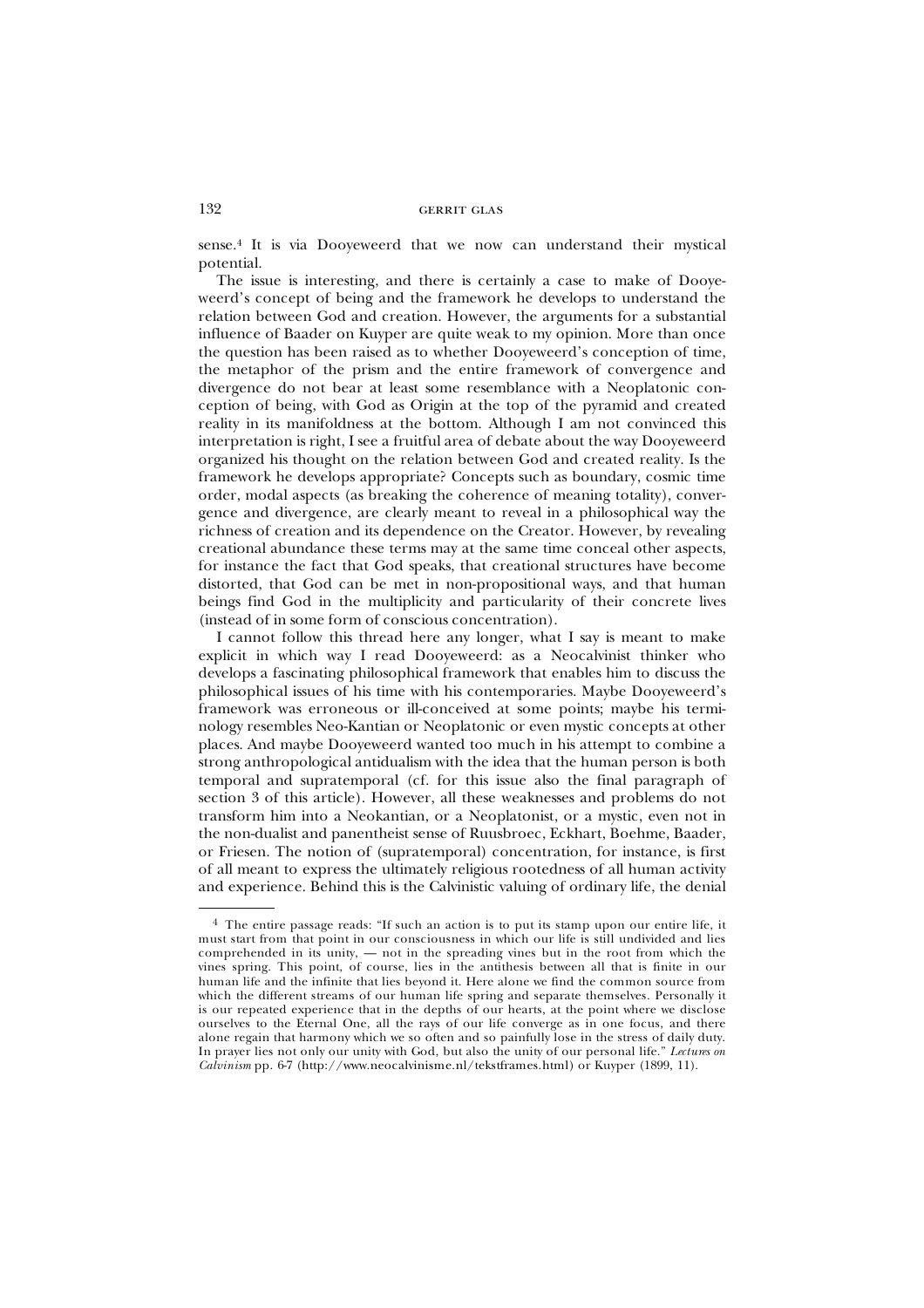sense.[4] It is via Dooyeweerd that we now can understand their mystical potential.

The issue is interesting, and there is certainly a case to make of Dooyeweerd's concept of being and the framework he develops to understand the relation between God and creation. However, the arguments for a substantial influence of Baader on Kuyper are quite weak to my opinion. More than once the question has been raised as to whether Dooyeweerd's conception of time, the metaphor of the prism and the entire framework of convergence and divergence do not bear at least some resemblance with a Neoplatonic conception of being, with God as Origin at the top of the pyramid and created reality in its manifoldness at the bottom. Although I am not convinced this interpretation is right, I see a fruitful area of debate about the way Dooyeweerd organized his thought on the relation between God and created reality. Is the framework he develops appropriate? Concepts such as boundary, cosmic time order, modal aspects (as breaking the coherence of meaning totality), convergence and divergence, are clearly meant to reveal in a philosophical way the richness of creation and its dependence on the Creator. However, by revealing creational abundance these terms may at the same time conceal other aspects, for instance the fact that God speaks, that creational structures have become distorted, that God can be met in non-propositional ways, and that human beings find God in the multiplicity and particularity of their concrete lives (instead of in some form of conscious concentration).

I cannot follow this thread here any longer, what I say is meant to make explicit in which way I read Dooyeweerd: as a Neocalvinist thinker who develops a fascinating philosophical framework that enables him to discuss the philosophical issues of his time with his contemporaries. Maybe Dooyeweerd's framework was erroneous or ill-conceived at some points; maybe his terminology resembles Neo-Kantian or Neoplatonic or even mystic concepts at other places. And maybe Dooyeweerd wanted too much in his attempt to combine a strong anthropological antidualism with the idea that the human person is both temporal and supratemporal (cf. for this issue also the final paragraph of section 3 of this article). However, all these weaknesses and problems do not transform him into a Neokantian, or a Neoplatonist, or a mystic, even not in the non-dualist and panentheist sense of Ruusbroec, Eckhart, Boehme, Baader, or Friesen. The notion of (supratemporal) concentration, for instance, is first of all meant to express the ultimately religious rootedness of all human activity and experience. Behind this is the Calvinistic valuing of ordinary life, the denial

---

[4] The entire passage reads: "If such an action is to put its stamp upon our entire life, it must start from that point in our consciousness in which our life is still undivided and lies comprehended in its unity, — not in the spreading vines but in the root from which the vines spring. This point, of course, lies in the antithesis between all that is finite in our human life and the infinite that lies beyond it. Here alone we find the common source from which the different streams of our human life spring and separate themselves. Personally it is our repeated experience that in the depths of our hearts, at the point where we disclose ourselves to the Eternal One, all the rays of our life converge as in one focus, and there alone regain that harmony which we so often and so painfully lose in the stress of daily duty. In prayer lies not only our unity with God, but also the unity of our personal life." *Lectures on Calvinism* pp. 6-7 (http://www.neocalvinisme.nl/tekstframes.html) or Kuyper (1899, 11).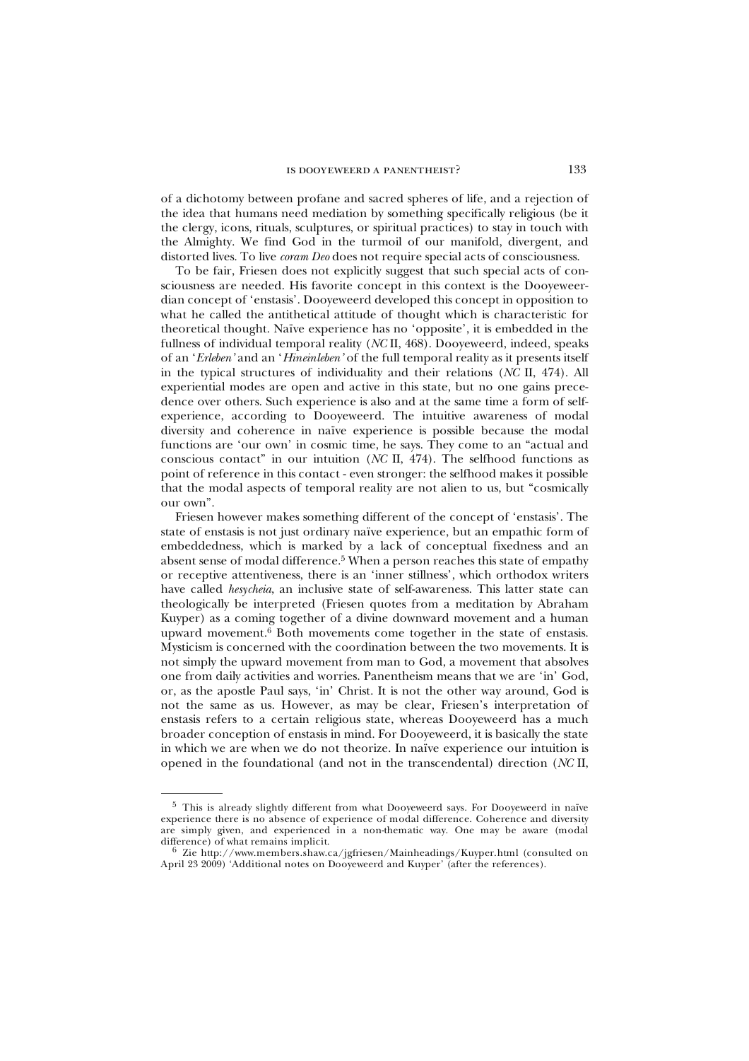of a dichotomy between profane and sacred spheres of life, and a rejection of the idea that humans need mediation by something specifically religious (be it the clergy, icons, rituals, sculptures, or spiritual practices) to stay in touch with the Almighty. We find God in the turmoil of our manifold, divergent, and distorted lives. To live *coram Deo* does not require special acts of consciousness.

To be fair, Friesen does not explicitly suggest that such special acts of consciousness are needed. His favorite concept in this context is the Dooyeweerdian concept of 'enstasis'. Dooyeweerd developed this concept in opposition to what he called the antithetical attitude of thought which is characteristic for theoretical thought. Naïve experience has no 'opposite', it is embedded in the fullness of individual temporal reality (*NC* II, 468). Dooyeweerd, indeed, speaks of an '*Erleben*' and an '*Hineinleben*' of the full temporal reality as it presents itself in the typical structures of individuality and their relations (*NC* II, 474). All experiential modes are open and active in this state, but no one gains precedence over others. Such experience is also and at the same time a form of self-experience, according to Dooyeweerd. The intuitive awareness of modal diversity and coherence in naïve experience is possible because the modal functions are 'our own' in cosmic time, he says. They come to an "actual and conscious contact" in our intuition (*NC* II, 474). The selfhood functions as point of reference in this contact - even stronger: the selfhood makes it possible that the modal aspects of temporal reality are not alien to us, but "cosmically our own".

Friesen however makes something different of the concept of 'enstasis'. The state of enstasis is not just ordinary naïve experience, but an empathic form of embeddedness, which is marked by a lack of conceptual fixedness and an absent sense of modal difference.[5] When a person reaches this state of empathy or receptive attentiveness, there is an 'inner stillness', which orthodox writers have called *hesycheia*, an inclusive state of self-awareness. This latter state can theologically be interpreted (Friesen quotes from a meditation by Abraham Kuyper) as a coming together of a divine downward movement and a human upward movement.[6] Both movements come together in the state of enstasis. Mysticism is concerned with the coordination between the two movements. It is not simply the upward movement from man to God, a movement that absolves one from daily activities and worries. Panentheism means that we are 'in' God, or, as the apostle Paul says, 'in' Christ. It is not the other way around, God is not the same as us. However, as may be clear, Friesen's interpretation of enstasis refers to a certain religious state, whereas Dooyeweerd has a much broader conception of enstasis in mind. For Dooyeweerd, it is basically the state in which we are when we do not theorize. In naïve experience our intuition is opened in the foundational (and not in the transcendental) direction (*NC* II,

---

[5] This is already slightly different from what Dooyeweerd says. For Dooyeweerd in naïve experience there is no absence of experience of modal difference. Coherence and diversity are simply given, and experienced in a non-thematic way. One may be aware (modal difference) of what remains implicit.

[6] Zie http://www.members.shaw.ca/jgfriesen/Mainheadings/Kuyper.html (consulted on April 23 2009) 'Additional notes on Dooyeweerd and Kuyper' (after the references).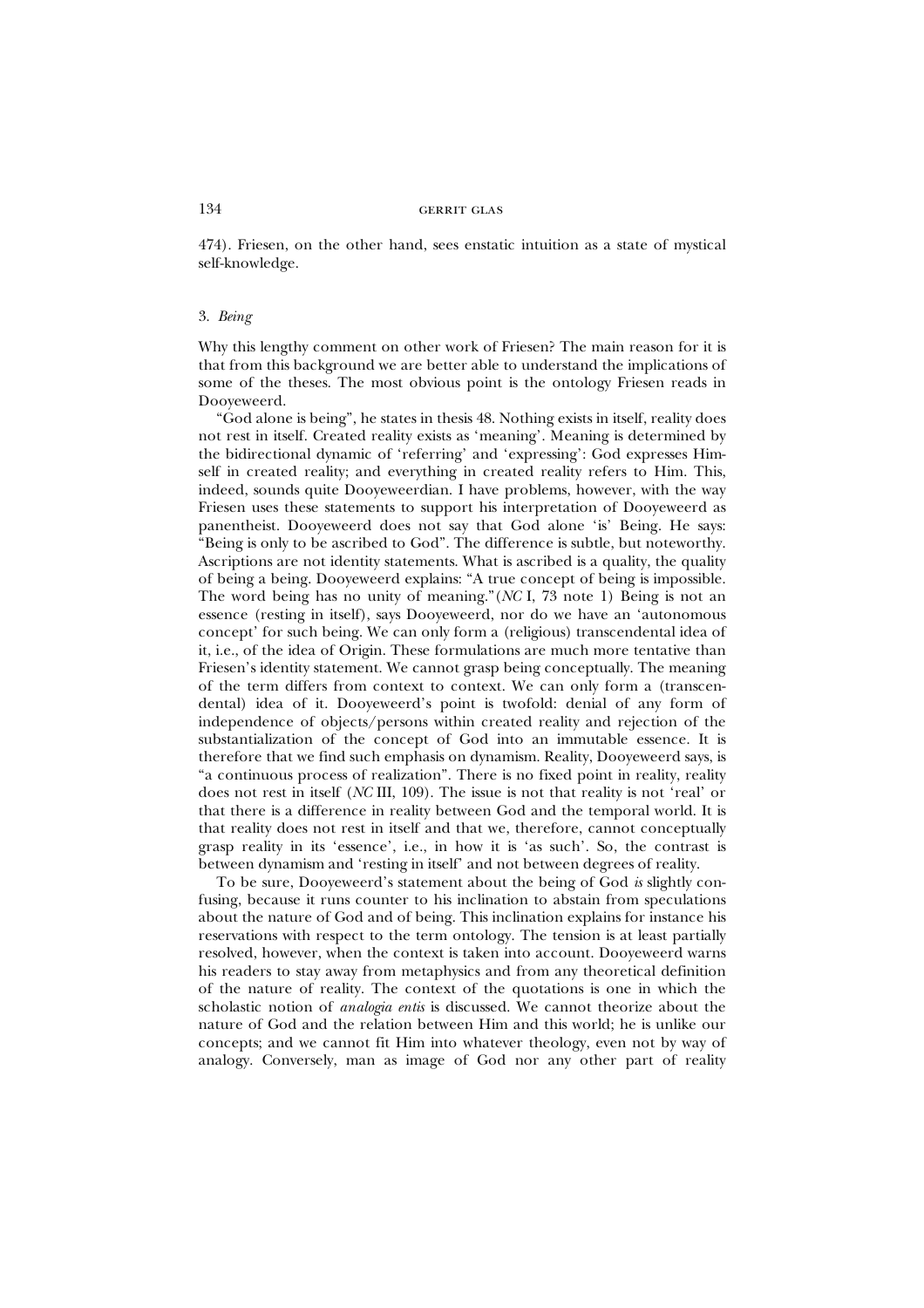474). Friesen, on the other hand, sees enstatic intuition as a state of mystical self-knowledge.

### 3. *Being*

Why this lengthy comment on other work of Friesen? The main reason for it is that from this background we are better able to understand the implications of some of the theses. The most obvious point is the ontology Friesen reads in Dooyeweerd.

"God alone is being", he states in thesis 48. Nothing exists in itself, reality does not rest in itself. Created reality exists as 'meaning'. Meaning is determined by the bidirectional dynamic of 'referring' and 'expressing': God expresses Himself in created reality; and everything in created reality refers to Him. This, indeed, sounds quite Dooyeweerdian. I have problems, however, with the way Friesen uses these statements to support his interpretation of Dooyeweerd as panentheist. Dooyeweerd does not say that God alone 'is' Being. He says: "Being is only to be ascribed to God". The difference is subtle, but noteworthy. Ascriptions are not identity statements. What is ascribed is a quality, the quality of being a being. Dooyeweerd explains: "A true concept of being is impossible. The word being has no unity of meaning."(*NC* I, 73 note 1) Being is not an essence (resting in itself), says Dooyeweerd, nor do we have an 'autonomous concept' for such being. We can only form a (religious) transcendental idea of it, i.e., of the idea of Origin. These formulations are much more tentative than Friesen's identity statement. We cannot grasp being conceptually. The meaning of the term differs from context to context. We can only form a (transcendental) idea of it. Dooyeweerd's point is twofold: denial of any form of independence of objects/persons within created reality and rejection of the substantialization of the concept of God into an immutable essence. It is therefore that we find such emphasis on dynamism. Reality, Dooyeweerd says, is "a continuous process of realization". There is no fixed point in reality, reality does not rest in itself (*NC* III, 109). The issue is not that reality is not 'real' or that there is a difference in reality between God and the temporal world. It is that reality does not rest in itself and that we, therefore, cannot conceptually grasp reality in its 'essence', i.e., in how it is 'as such'. So, the contrast is between dynamism and 'resting in itself' and not between degrees of reality.

To be sure, Dooyeweerd's statement about the being of God *is* slightly confusing, because it runs counter to his inclination to abstain from speculations about the nature of God and of being. This inclination explains for instance his reservations with respect to the term ontology. The tension is at least partially resolved, however, when the context is taken into account. Dooyeweerd warns his readers to stay away from metaphysics and from any theoretical definition of the nature of reality. The context of the quotations is one in which the scholastic notion of *analogia entis* is discussed. We cannot theorize about the nature of God and the relation between Him and this world; he is unlike our concepts; and we cannot fit Him into whatever theology, even not by way of analogy. Conversely, man as image of God nor any other part of reality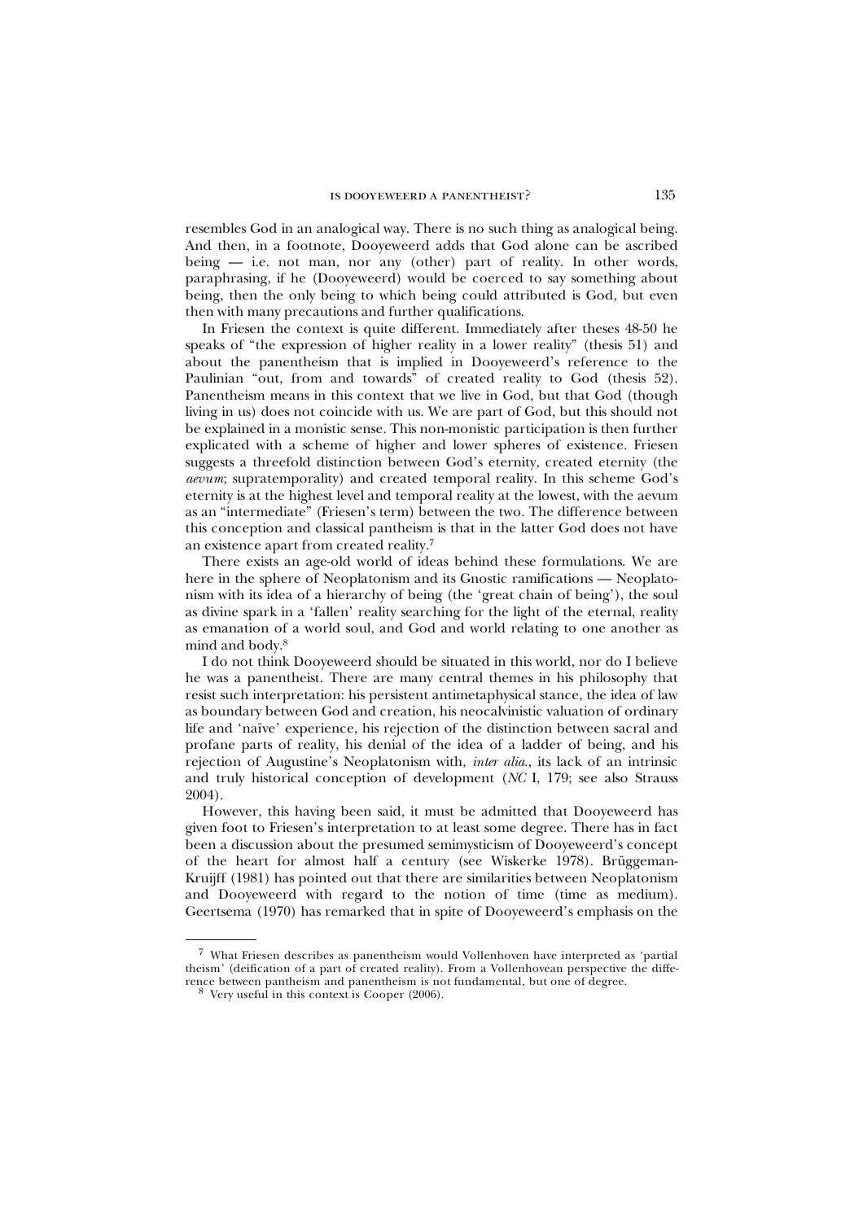resembles God in an analogical way. There is no such thing as analogical being. And then, in a footnote, Dooyeweerd adds that God alone can be ascribed being — i.e. not man, nor any (other) part of reality. In other words, paraphrasing, if he (Dooyeweerd) would be coerced to say something about being, then the only being to which being could attributed is God, but even then with many precautions and further qualifications.

In Friesen the context is quite different. Immediately after theses 48-50 he speaks of "the expression of higher reality in a lower reality" (thesis 51) and about the panentheism that is implied in Dooyeweerd's reference to the Paulinian "out, from and towards" of created reality to God (thesis 52). Panentheism means in this context that we live in God, but that God (though living in us) does not coincide with us. We are part of God, but this should not be explained in a monistic sense. This non-monistic participation is then further explicated with a scheme of higher and lower spheres of existence. Friesen suggests a threefold distinction between God's eternity, created eternity (the *aevum*; supratemporality) and created temporal reality. In this scheme God's eternity is at the highest level and temporal reality at the lowest, with the aevum as an "intermediate" (Friesen's term) between the two. The difference between this conception and classical pantheism is that in the latter God does not have an existence apart from created reality.[7]

There exists an age-old world of ideas behind these formulations. We are here in the sphere of Neoplatonism and its Gnostic ramifications — Neoplatonism with its idea of a hierarchy of being (the 'great chain of being'), the soul as divine spark in a 'fallen' reality searching for the light of the eternal, reality as emanation of a world soul, and God and world relating to one another as mind and body.[8]

I do not think Dooyeweerd should be situated in this world, nor do I believe he was a panentheist. There are many central themes in his philosophy that resist such interpretation: his persistent antimetaphysical stance, the idea of law as boundary between God and creation, his neocalvinistic valuation of ordinary life and 'naïve' experience, his rejection of the distinction between sacral and profane parts of reality, his denial of the idea of a ladder of being, and his rejection of Augustine's Neoplatonism with, *inter alia*., its lack of an intrinsic and truly historical conception of development (*NC* I, 179; see also Strauss 2004).

However, this having been said, it must be admitted that Dooyeweerd has given foot to Friesen's interpretation to at least some degree. There has in fact been a discussion about the presumed semimysticism of Dooyeweerd's concept of the heart for almost half a century (see Wiskerke 1978). Brüggeman-Kruijff (1981) has pointed out that there are similarities between Neoplatonism and Dooyeweerd with regard to the notion of time (time as medium). Geertsema (1970) has remarked that in spite of Dooyeweerd's emphasis on the

---

[7] What Friesen describes as panentheism would Vollenhoven have interpreted as 'partial theism' (deification of a part of created reality). From a Vollenhovean perspective the difference between pantheism and panentheism is not fundamental, but one of degree.

[8] Very useful in this context is Cooper (2006).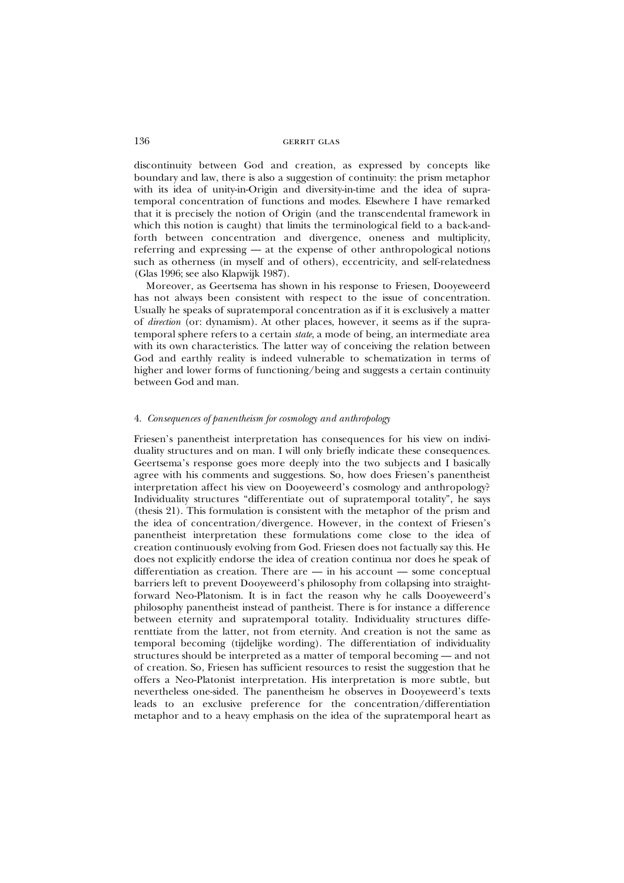discontinuity between God and creation, as expressed by concepts like boundary and law, there is also a suggestion of continuity: the prism metaphor with its idea of unity-in-Origin and diversity-in-time and the idea of supratemporal concentration of functions and modes. Elsewhere I have remarked that it is precisely the notion of Origin (and the transcendental framework in which this notion is caught) that limits the terminological field to a back-and-forth between concentration and divergence, oneness and multiplicity, referring and expressing — at the expense of other anthropological notions such as otherness (in myself and of others), eccentricity, and self-relatedness (Glas 1996; see also Klapwijk 1987).

Moreover, as Geertsema has shown in his response to Friesen, Dooyeweerd has not always been consistent with respect to the issue of concentration. Usually he speaks of supratemporal concentration as if it is exclusively a matter of *direction* (or: dynamism). At other places, however, it seems as if the supratemporal sphere refers to a certain *state*, a mode of being, an intermediate area with its own characteristics. The latter way of conceiving the relation between God and earthly reality is indeed vulnerable to schematization in terms of higher and lower forms of functioning/being and suggests a certain continuity between God and man.

### 4. *Consequences of panentheism for cosmology and anthropology*

Friesen's panentheist interpretation has consequences for his view on individuality structures and on man. I will only briefly indicate these consequences. Geertsema's response goes more deeply into the two subjects and I basically agree with his comments and suggestions. So, how does Friesen's panentheist interpretation affect his view on Dooyeweerd's cosmology and anthropology? Individuality structures "differentiate out of supratemporal totality", he says (thesis 21). This formulation is consistent with the metaphor of the prism and the idea of concentration/divergence. However, in the context of Friesen's panentheist interpretation these formulations come close to the idea of creation continuously evolving from God. Friesen does not factually say this. He does not explicitly endorse the idea of creation continua nor does he speak of differentiation as creation. There are — in his account — some conceptual barriers left to prevent Dooyeweerd's philosophy from collapsing into straightforward Neo-Platonism. It is in fact the reason why he calls Dooyeweerd's philosophy panentheist instead of pantheist. There is for instance a difference between eternity and supratemporal totality. Individuality structures diferenttiate from the latter, not from eternity. And creation is not the same as temporal becoming (tijdelijke wording). The differentiation of individuality structures should be interpreted as a matter of temporal becoming — and not of creation. So, Friesen has sufficient resources to resist the suggestion that he offers a Neo-Platonist interpretation. His interpretation is more subtle, but nevertheless one-sided. The panentheism he observes in Dooyeweerd's texts leads to an exclusive preference for the concentration/differentiation metaphor and to a heavy emphasis on the idea of the supratemporal heart as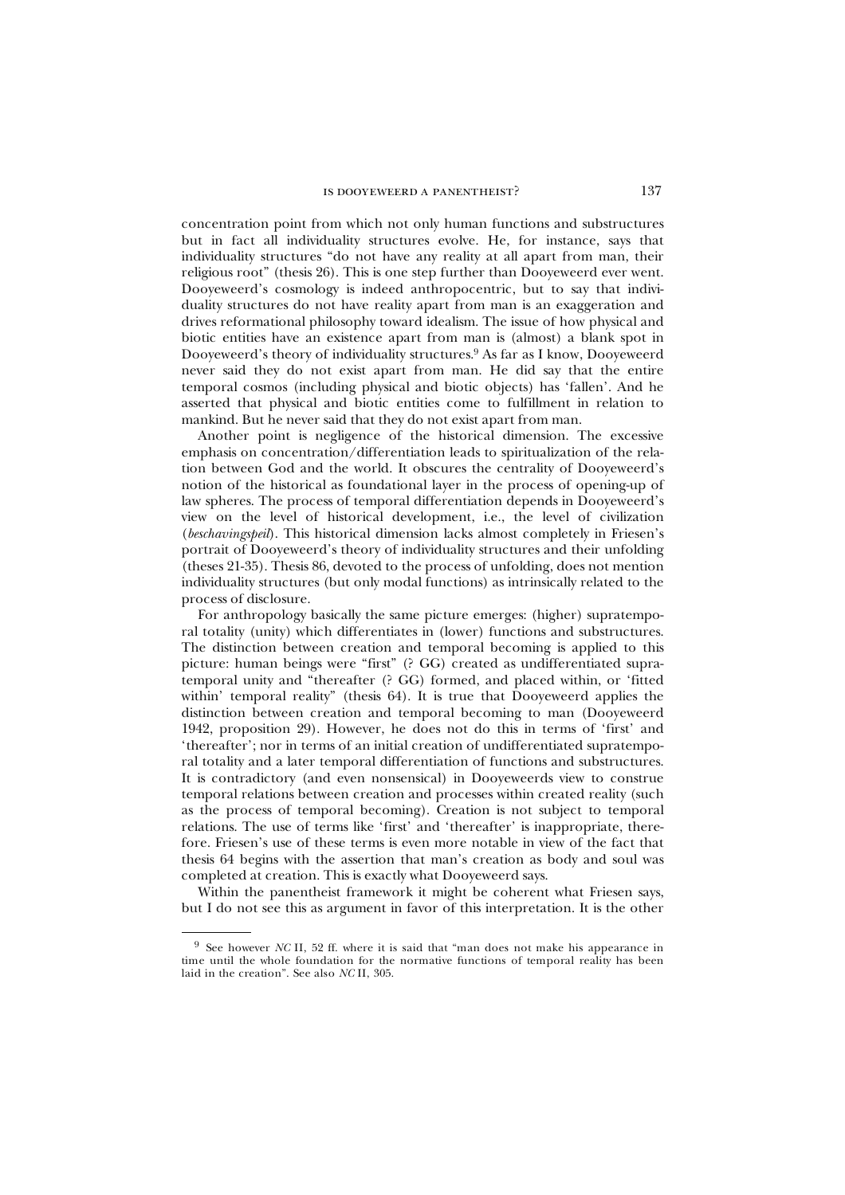concentration point from which not only human functions and substructures but in fact all individuality structures evolve. He, for instance, says that individuality structures "do not have any reality at all apart from man, their religious root" (thesis 26). This is one step further than Dooyeweerd ever went. Dooyeweerd's cosmology is indeed anthropocentric, but to say that individuality structures do not have reality apart from man is an exaggeration and drives reformational philosophy toward idealism. The issue of how physical and biotic entities have an existence apart from man is (almost) a blank spot in Dooyeweerd's theory of individuality structures.[9] As far as I know, Dooyeweerd never said they do not exist apart from man. He did say that the entire temporal cosmos (including physical and biotic objects) has 'fallen'. And he asserted that physical and biotic entities come to fulfillment in relation to mankind. But he never said that they do not exist apart from man.

Another point is negligence of the historical dimension. The excessive emphasis on concentration/differentiation leads to spiritualization of the relation between God and the world. It obscures the centrality of Dooyeweerd's notion of the historical as foundational layer in the process of opening-up of law spheres. The process of temporal differentiation depends in Dooyeweerd's view on the level of historical development, i.e., the level of civilization (*beschavingspeil*). This historical dimension lacks almost completely in Friesen's portrait of Dooyeweerd's theory of individuality structures and their unfolding (theses 21-35). Thesis 86, devoted to the process of unfolding, does not mention individuality structures (but only modal functions) as intrinsically related to the process of disclosure.

For anthropology basically the same picture emerges: (higher) supratemporal totality (unity) which differentiates in (lower) functions and substructures. The distinction between creation and temporal becoming is applied to this picture: human beings were "first" (? GG) created as undifferentiated supratemporal unity and "thereafter (? GG) formed, and placed within, or 'fitted within' temporal reality" (thesis 64). It is true that Dooyeweerd applies the distinction between creation and temporal becoming to man (Dooyeweerd 1942, proposition 29). However, he does not do this in terms of 'first' and 'thereafter'; nor in terms of an initial creation of undifferentiated supratemporal totality and a later temporal differentiation of functions and substructures. It is contradictory (and even nonsensical) in Dooyeweerds view to construe temporal relations between creation and processes within created reality (such as the process of temporal becoming). Creation is not subject to temporal relations. The use of terms like 'first' and 'thereafter' is inappropriate, therefore. Friesen's use of these terms is even more notable in view of the fact that thesis 64 begins with the assertion that man's creation as body and soul was completed at creation. This is exactly what Dooyeweerd says.

Within the panentheist framework it might be coherent what Friesen says, but I do not see this as argument in favor of this interpretation. It is the other

---

[9] See however *NC* II, 52 ff. where it is said that "man does not make his appearance in time until the whole foundation for the normative functions of temporal reality has been laid in the creation". See also *NC* II, 305.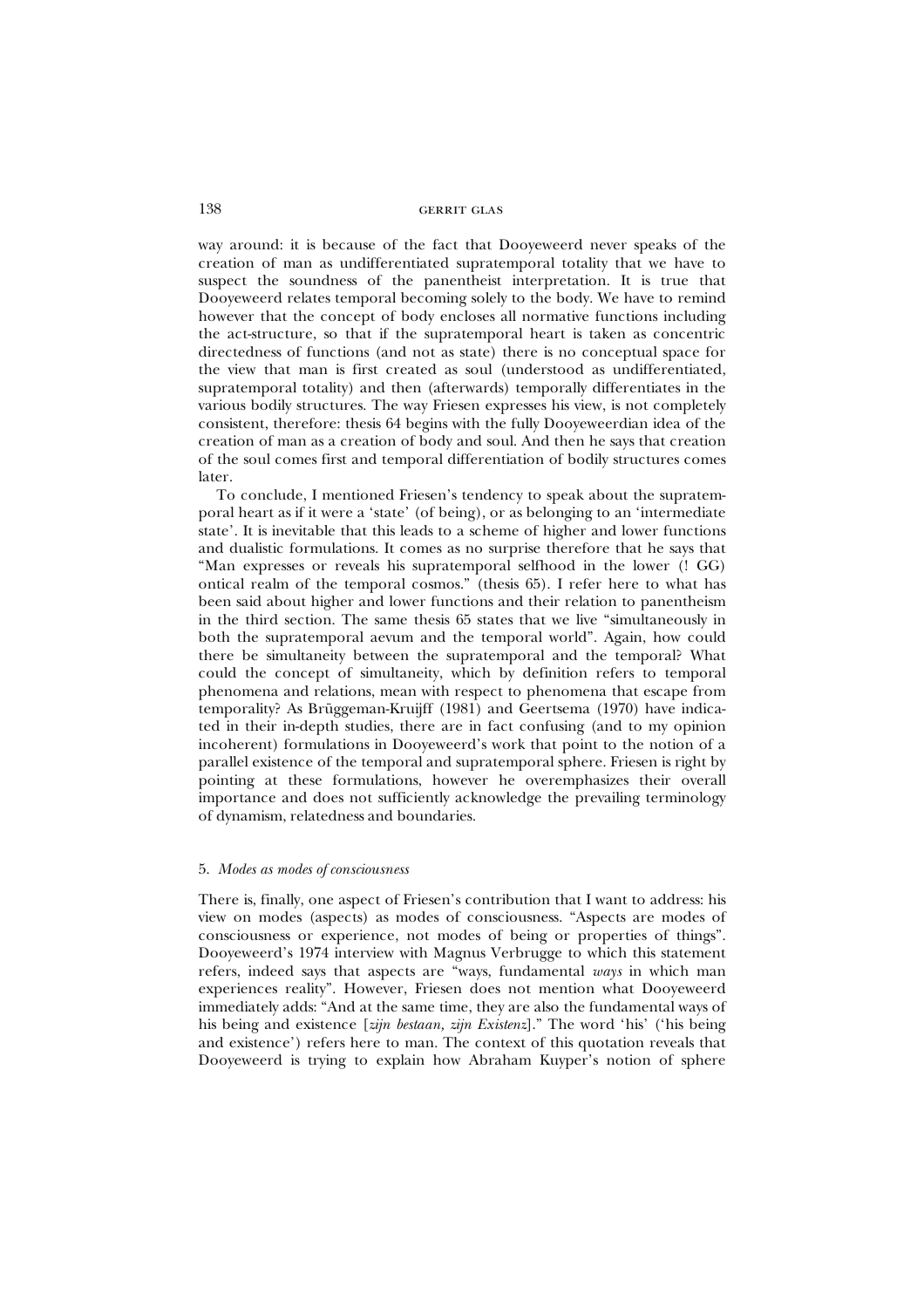way around: it is because of the fact that Dooyeweerd never speaks of the creation of man as undifferentiated supratemporal totality that we have to suspect the soundness of the panentheist interpretation. It is true that Dooyeweerd relates temporal becoming solely to the body. We have to remind however that the concept of body encloses all normative functions including the act-structure, so that if the supratemporal heart is taken as concentric directedness of functions (and not as state) there is no conceptual space for the view that man is first created as soul (understood as undifferentiated, supratemporal totality) and then (afterwards) temporally differentiates in the various bodily structures. The way Friesen expresses his view, is not completely consistent, therefore: thesis 64 begins with the fully Dooyeweerdian idea of the creation of man as a creation of body and soul. And then he says that creation of the soul comes first and temporal differentiation of bodily structures comes later.

To conclude, I mentioned Friesen's tendency to speak about the supratemporal heart as if it were a 'state' (of being), or as belonging to an 'intermediate state'. It is inevitable that this leads to a scheme of higher and lower functions and dualistic formulations. It comes as no surprise therefore that he says that "Man expresses or reveals his supratemporal selfhood in the lower (! GG) ontical realm of the temporal cosmos." (thesis 65). I refer here to what has been said about higher and lower functions and their relation to panentheism in the third section. The same thesis 65 states that we live "simultaneously in both the supratemporal aevum and the temporal world". Again, how could there be simultaneity between the supratemporal and the temporal? What could the concept of simultaneity, which by definition refers to temporal phenomena and relations, mean with respect to phenomena that escape from temporality? As Brüggeman-Kruijff (1981) and Geertsema (1970) have indicated in their in-depth studies, there are in fact confusing (and to my opinion incoherent) formulations in Dooyeweerd's work that point to the notion of a parallel existence of the temporal and supratemporal sphere. Friesen is right by pointing at these formulations, however he overemphasizes their overall importance and does not sufficiently acknowledge the prevailing terminology of dynamism, relatedness and boundaries.

## 5. *Modes as modes of consciousness*

There is, finally, one aspect of Friesen's contribution that I want to address: his view on modes (aspects) as modes of consciousness. "Aspects are modes of consciousness or experience, not modes of being or properties of things". Dooyeweerd's 1974 interview with Magnus Verbrugge to which this statement refers, indeed says that aspects are "ways, fundamental *ways* in which man experiences reality". However, Friesen does not mention what Dooyeweerd immediately adds: "And at the same time, they are also the fundamental ways of his being and existence [*zijn bestaan, zijn Existenz*]." The word 'his' ('his being and existence') refers here to man. The context of this quotation reveals that Dooyeweerd is trying to explain how Abraham Kuyper's notion of sphere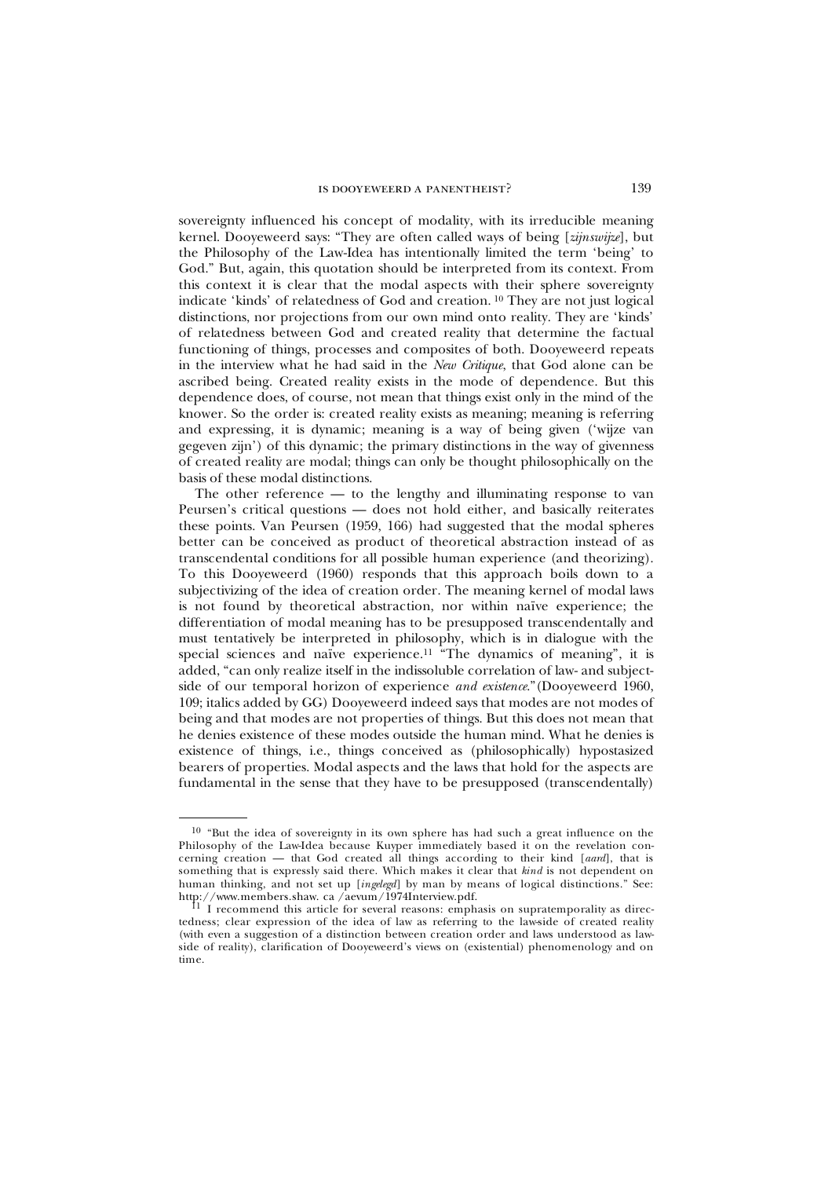sovereignty influenced his concept of modality, with its irreducible meaning kernel. Dooyeweerd says: "They are often called ways of being [*zijnswijze*], but the Philosophy of the Law-Idea has intentionally limited the term 'being' to God." But, again, this quotation should be interpreted from its context. From this context it is clear that the modal aspects with their sphere sovereignty indicate 'kinds' of relatedness of God and creation. [10] They are not just logical distinctions, nor projections from our own mind onto reality. They are 'kinds' of relatedness between God and created reality that determine the factual functioning of things, processes and composites of both. Dooyeweerd repeats in the interview what he had said in the *New Critique*, that God alone can be ascribed being. Created reality exists in the mode of dependence. But this dependence does, of course, not mean that things exist only in the mind of the knower. So the order is: created reality exists as meaning; meaning is referring and expressing, it is dynamic; meaning is a way of being given ('wijze van gegeven zijn') of this dynamic; the primary distinctions in the way of givenness of created reality are modal; things can only be thought philosophically on the basis of these modal distinctions.

The other reference — to the lengthy and illuminating response to van Peursen's critical questions — does not hold either, and basically reiterates these points. Van Peursen (1959, 166) had suggested that the modal spheres better can be conceived as product of theoretical abstraction instead of as transcendental conditions for all possible human experience (and theorizing). To this Dooyeweerd (1960) responds that this approach boils down to a subjectivizing of the idea of creation order. The meaning kernel of modal laws is not found by theoretical abstraction, nor within naïve experience; the differentiation of modal meaning has to be presupposed transcendentally and must tentatively be interpreted in philosophy, which is in dialogue with the special sciences and naïve experience.[11] "The dynamics of meaning", it is added, "can only realize itself in the indissoluble correlation of law- and subject-side of our temporal horizon of experience *and existence*."(Dooyeweerd 1960, 109; italics added by GG) Dooyeweerd indeed says that modes are not modes of being and that modes are not properties of things. But this does not mean that he denies existence of these modes outside the human mind. What he denies is existence of things, i.e., things conceived as (philosophically) hypostasized bearers of properties. Modal aspects and the laws that hold for the aspects are fundamental in the sense that they have to be presupposed (transcendentally)

---

[10] "But the idea of sovereignty in its own sphere has had such a great influence on the Philosophy of the Law-Idea because Kuyper immediately based it on the revelation concerning creation — that God created all things according to their kind [*aard*], that is something that is expressly said there. Which makes it clear that *kind* is not dependent on human thinking, and not set up [*ingelegd*] by man by means of logical distinctions." See: http://www.members.shaw. ca /aevum/1974Interview.pdf.

[11] I recommend this article for several reasons: emphasis on supratemporality as directedness; clear expression of the idea of law as referring to the law-side of created reality (with even a suggestion of a distinction between creation order and laws understood as law-side of reality), clarification of Dooyeweerd's views on (existential) phenomenology and on time.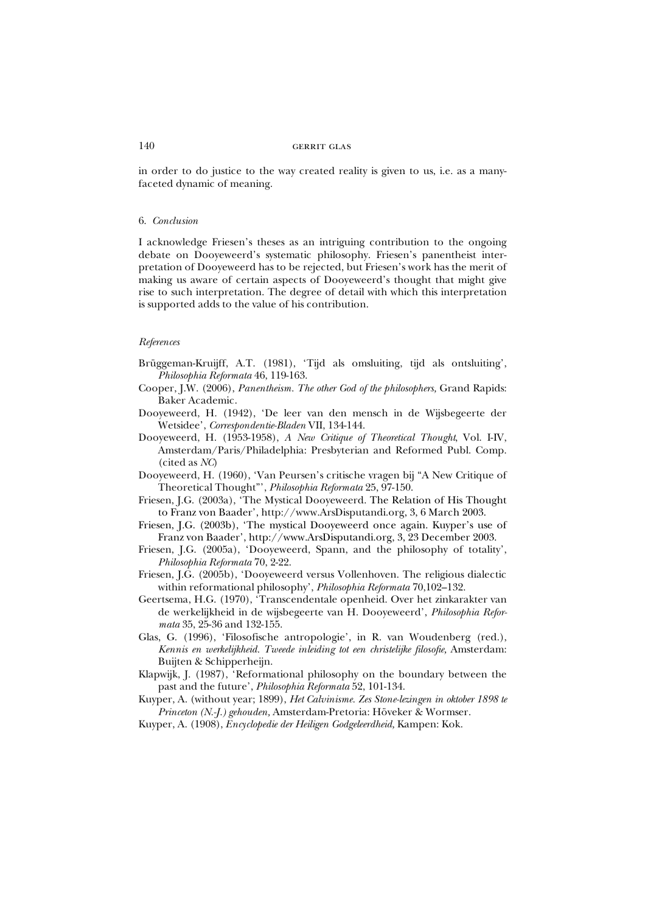in order to do justice to the way created reality is given to us, i.e. as a many-faceted dynamic of meaning.

## 6. *Conclusion*

I acknowledge Friesen's theses as an intriguing contribution to the ongoing debate on Dooyeweerd's systematic philosophy. Friesen's panentheist interpretation of Dooyeweerd has to be rejected, but Friesen's work has the merit of making us aware of certain aspects of Dooyeweerd's thought that might give rise to such interpretation. The degree of detail with which this interpretation is supported adds to the value of his contribution.

## *References*

Brüggeman-Kruijff, A.T. (1981), 'Tijd als omsluiting, tijd als ontsluiting', *Philosophia Reformata* 46, 119-163.

Cooper, J.W. (2006), *Panentheism. The other God of the philosophers,* Grand Rapids: Baker Academic.

Dooyeweerd, H. (1942), 'De leer van den mensch in de Wijsbegeerte der Wetsidee', *Correspondentie-Bladen* VII, 134-144.

Dooyeweerd, H. (1953-1958), *A New Critique of Theoretical Thought*, Vol. I-IV, Amsterdam/Paris/Philadelphia: Presbyterian and Reformed Publ. Comp. (cited as *NC*)

Dooyeweerd, H. (1960), 'Van Peursen's critische vragen bij "A New Critique of Theoretical Thought"', *Philosophia Reformata* 25, 97-150.

Friesen, J.G. (2003a), 'The Mystical Dooyeweerd. The Relation of His Thought to Franz von Baader', http://www.ArsDisputandi.org, 3, 6 March 2003.

Friesen, J.G. (2003b), 'The mystical Dooyeweerd once again. Kuyper's use of Franz von Baader', http://www.ArsDisputandi.org, 3, 23 December 2003.

Friesen, J.G. (2005a), 'Dooyeweerd, Spann, and the philosophy of totality', *Philosophia Reformata* 70, 2-22.

Friesen, J.G. (2005b), 'Dooyeweerd versus Vollenhoven. The religious dialectic within reformational philosophy', *Philosophia Reformata* 70,102–132.

Geertsema, H.G. (1970), 'Transcendentale openheid. Over het zinkarakter van de werkelijkheid in de wijsbegeerte van H. Dooyeweerd', *Philosophia Reformata* 35, 25-36 and 132-155.

Glas, G. (1996), 'Filosofische antropologie', in R. van Woudenberg (red.), *Kennis en werkelijkheid. Tweede inleiding tot een christelijke filosofie,* Amsterdam: Buijten & Schipperheijn.

Klapwijk, J. (1987), 'Reformational philosophy on the boundary between the past and the future', *Philosophia Reformata* 52, 101-134.

Kuyper, A. (without year; 1899), *Het Calvinisme. Zes Stone-lezingen in oktober 1898 te Princeton (N.-J.) gehouden,* Amsterdam-Pretoria: Höveker & Wormser.

Kuyper, A. (1908), *Encyclopedie der Heiligen Godgeleerdheid,* Kampen: Kok.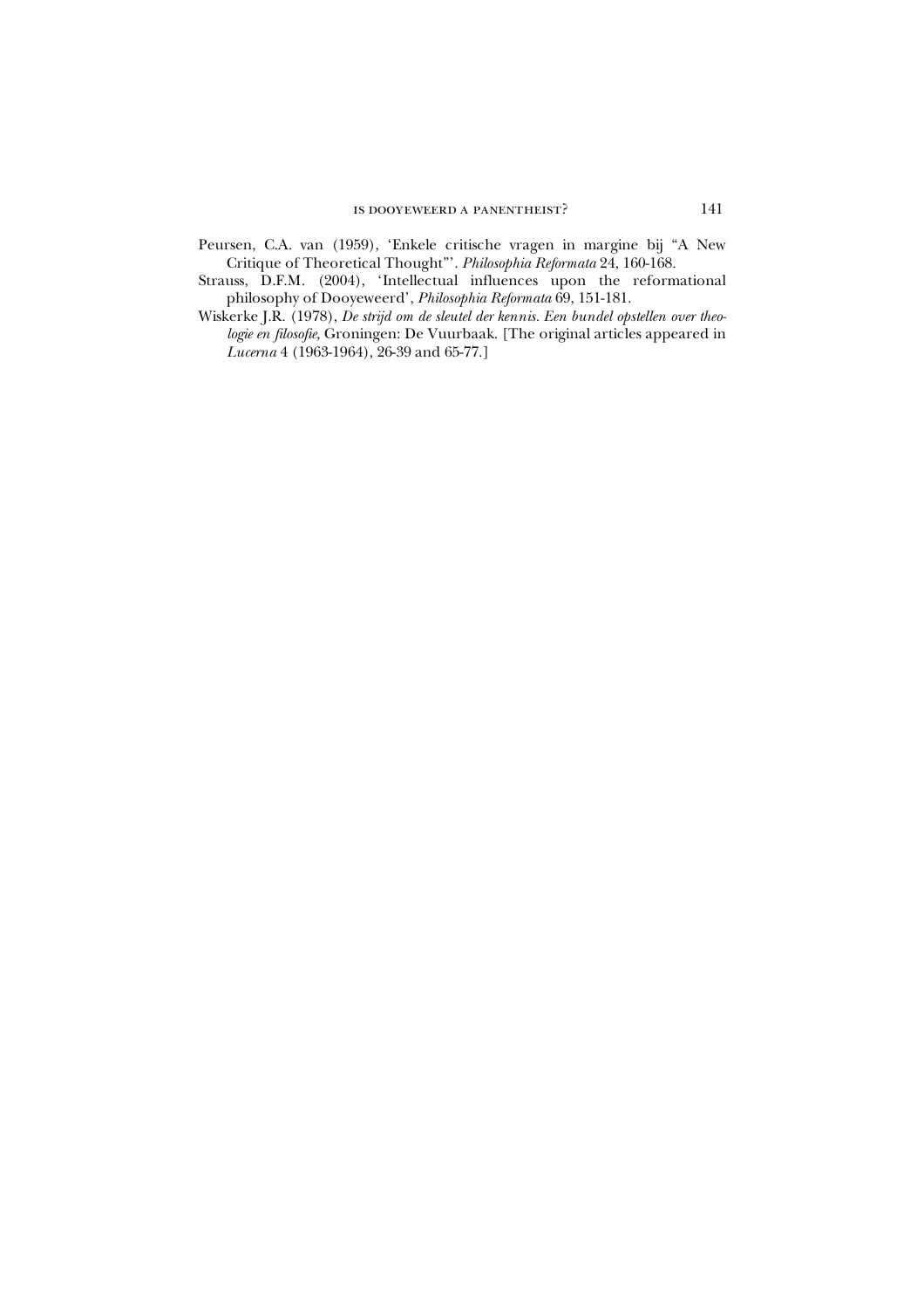Peursen, C.A. van (1959), 'Enkele critische vragen in margine bij "A New Critique of Theoretical Thought"'. *Philosophia Reformata* 24, 160-168.

Strauss, D.F.M. (2004), 'Intellectual influences upon the reformational philosophy of Dooyeweerd', *Philosophia Reformata* 69, 151-181.

Wiskerke J.R. (1978), *De strijd om de sleutel der kennis. Een bundel opstellen over theologie en filosofie,* Groningen: De Vuurbaak. [The original articles appeared in *Lucerna* 4 (1963-1964), 26-39 and 65-77.]